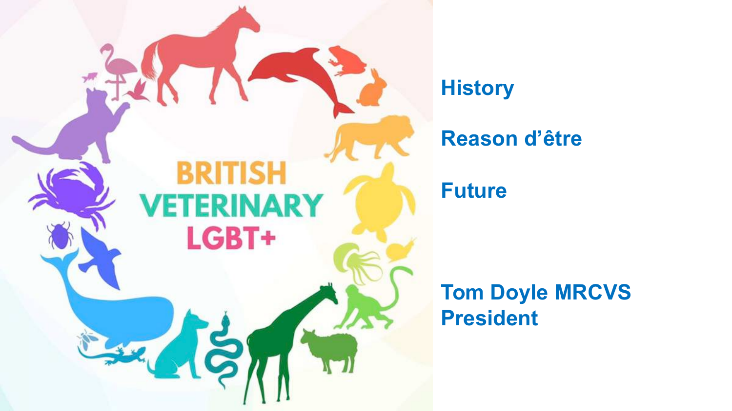# BRITISH VETERINARY LGBT+

**History**

**Reason d'être**

**Future**

**Tom Doyle MRCVS**
**President**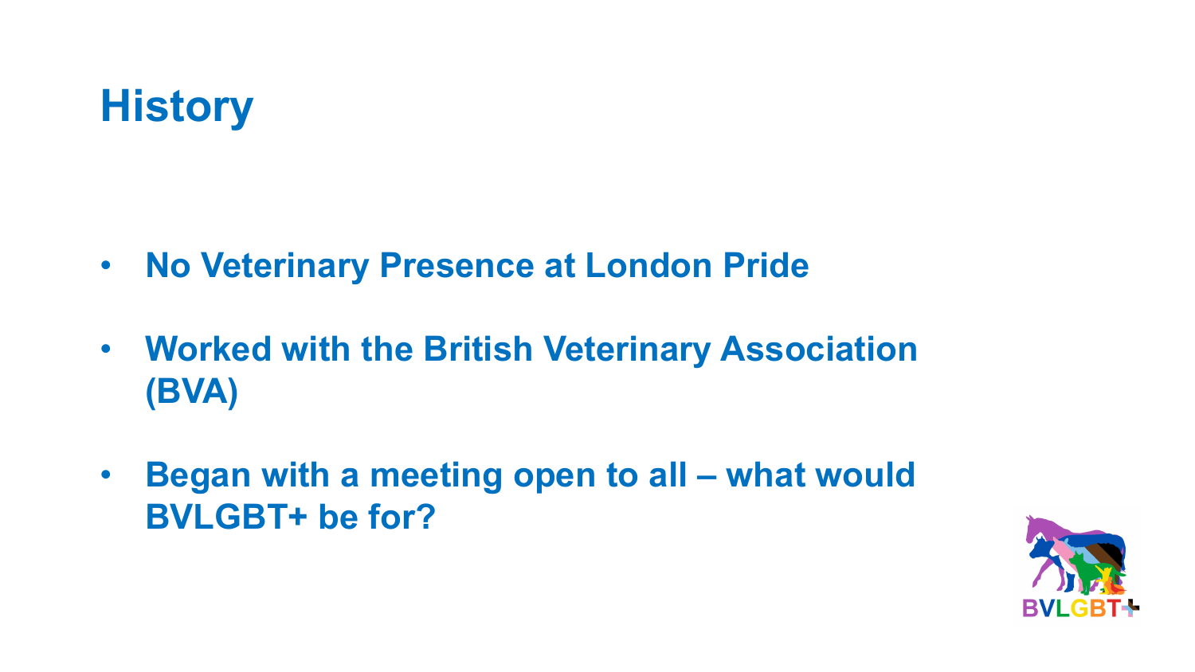# History

- **No Veterinary Presence at London Pride**
- **Worked with the British Veterinary Association (BVA)**
- **Began with a meeting open to all – what would BVLGBT+ be for?**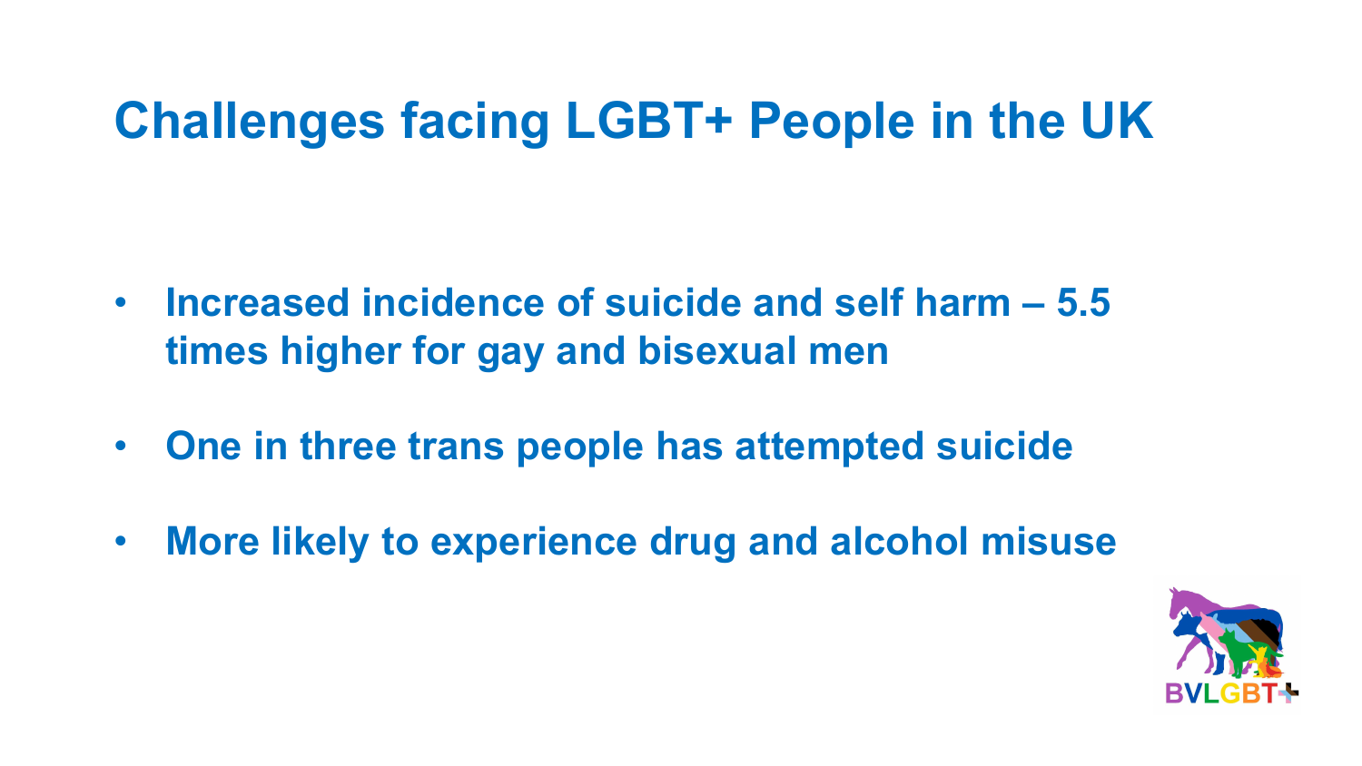# Challenges facing LGBT+ People in the UK

- **Increased incidence of suicide and self harm – 5.5 times higher for gay and bisexual men**
- **One in three trans people has attempted suicide**
- **More likely to experience drug and alcohol misuse**

BVLGBT+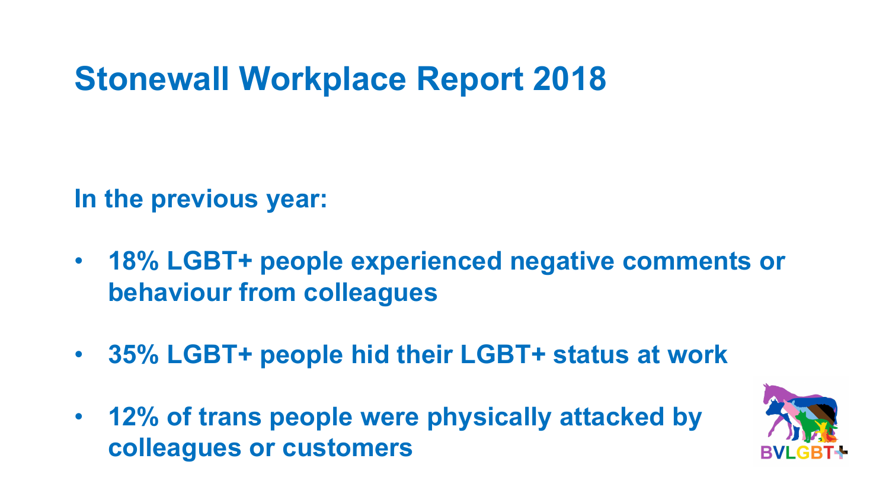# Stonewall Workplace Report 2018

**In the previous year:**

- **18% LGBT+ people experienced negative comments or behaviour from colleagues**
- **35% LGBT+ people hid their LGBT+ status at work**
- **12% of trans people were physically attacked by colleagues or customers**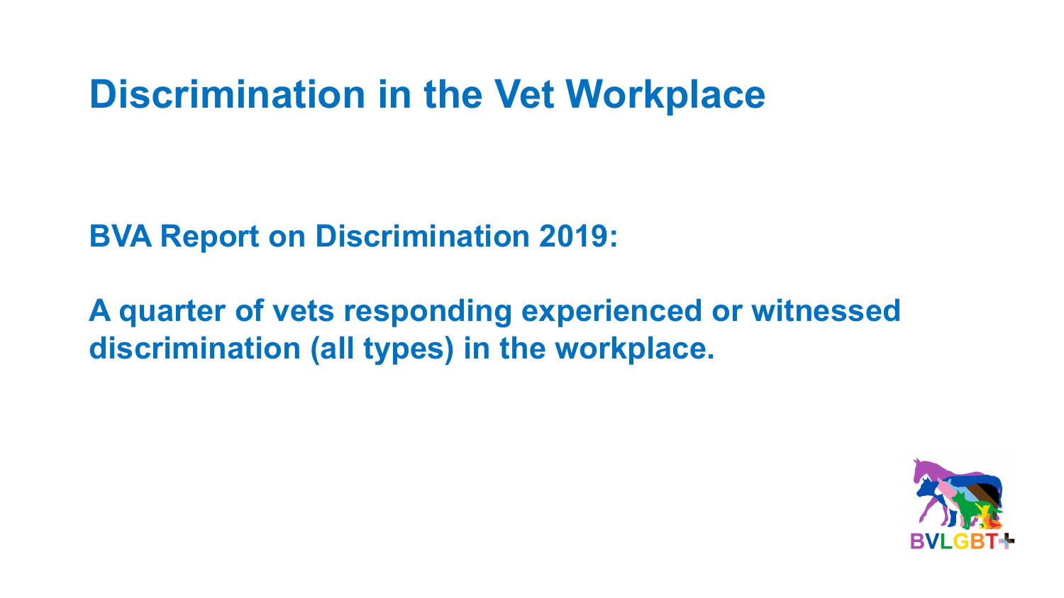# Discrimination in the Vet Workplace

**BVA Report on Discrimination 2019:**

**A quarter of vets responding experienced or witnessed discrimination (all types) in the workplace.**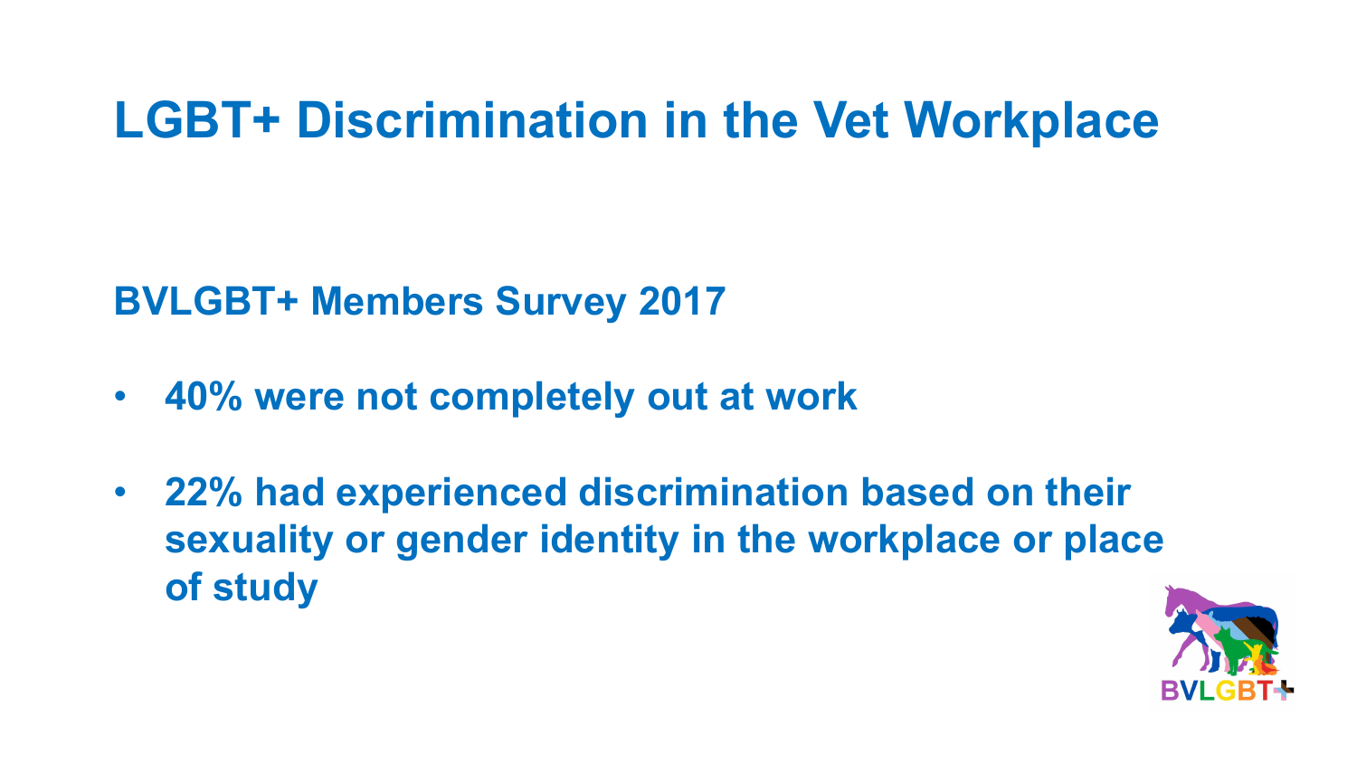# LGBT+ Discrimination in the Vet Workplace

**BVLGBT+ Members Survey 2017**

- **40% were not completely out at work**
- **22% had experienced discrimination based on their sexuality or gender identity in the workplace or place of study**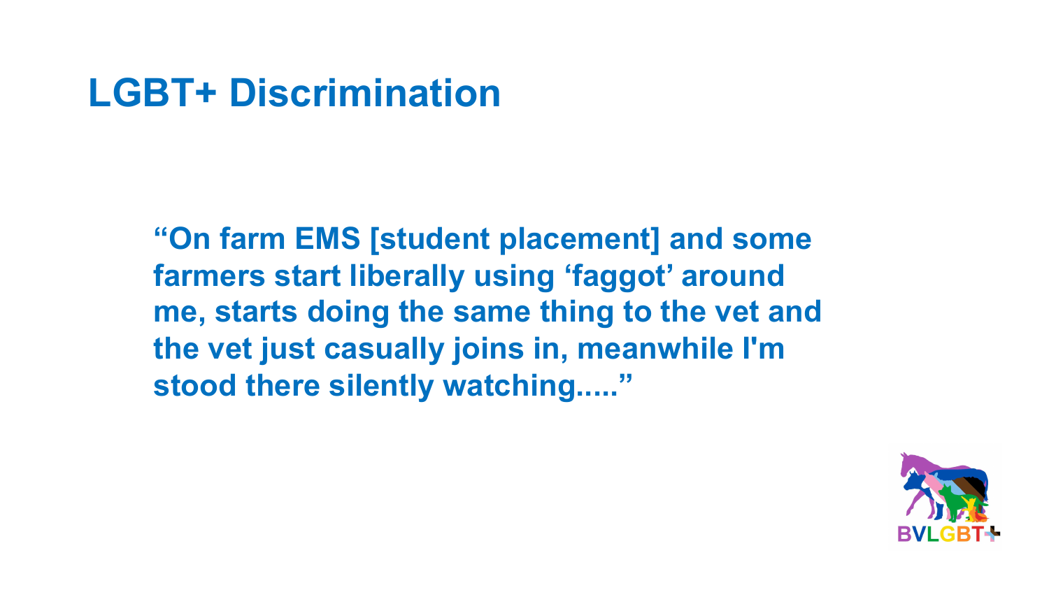# LGBT+ Discrimination

**"On farm EMS [student placement] and some farmers start liberally using 'faggot' around me, starts doing the same thing to the vet and the vet just casually joins in, meanwhile I'm stood there silently watching....."**

BVLGBT+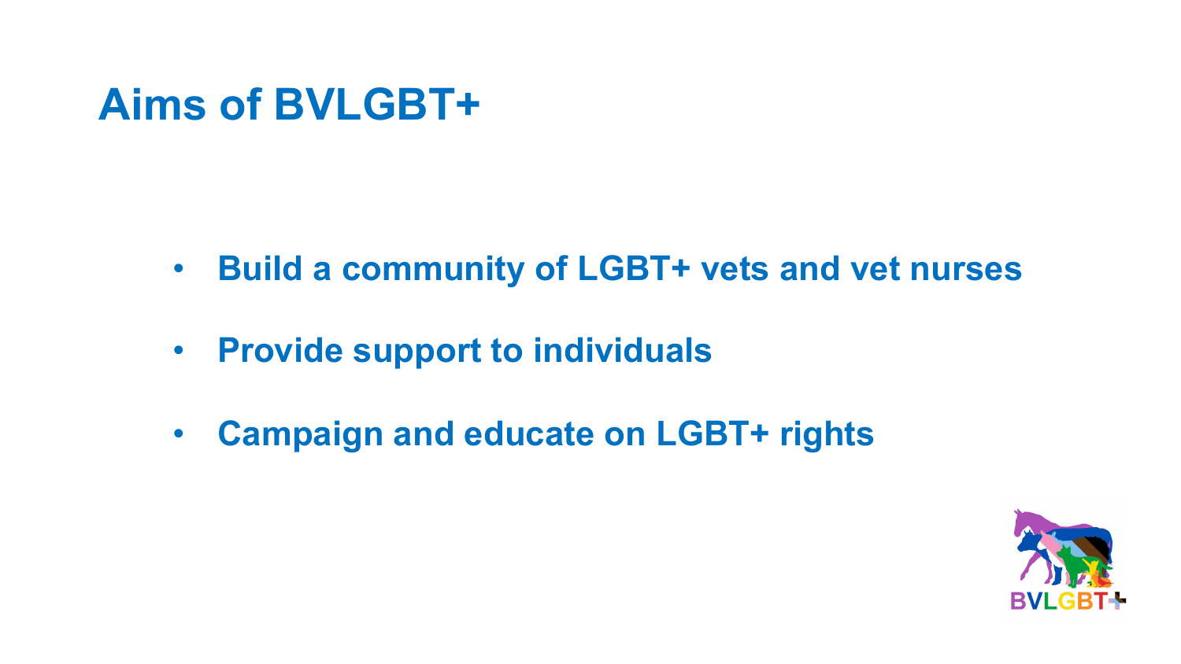# Aims of BVLGBT+

- **Build a community of LGBT+ vets and vet nurses**
- **Provide support to individuals**
- **Campaign and educate on LGBT+ rights**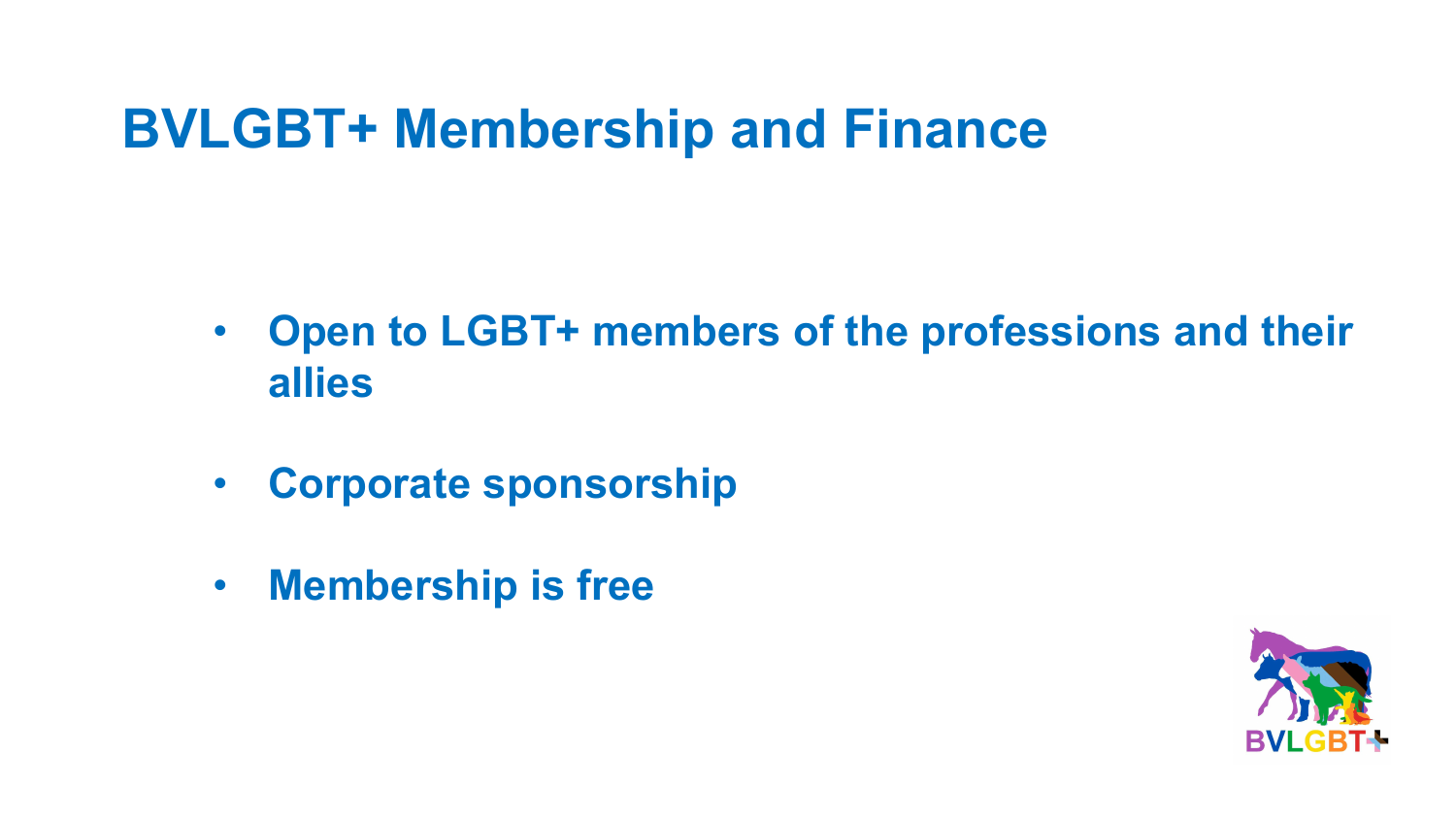# BVLGBT+ Membership and Finance

- **Open to LGBT+ members of the professions and their allies**
- **Corporate sponsorship**
- **Membership is free**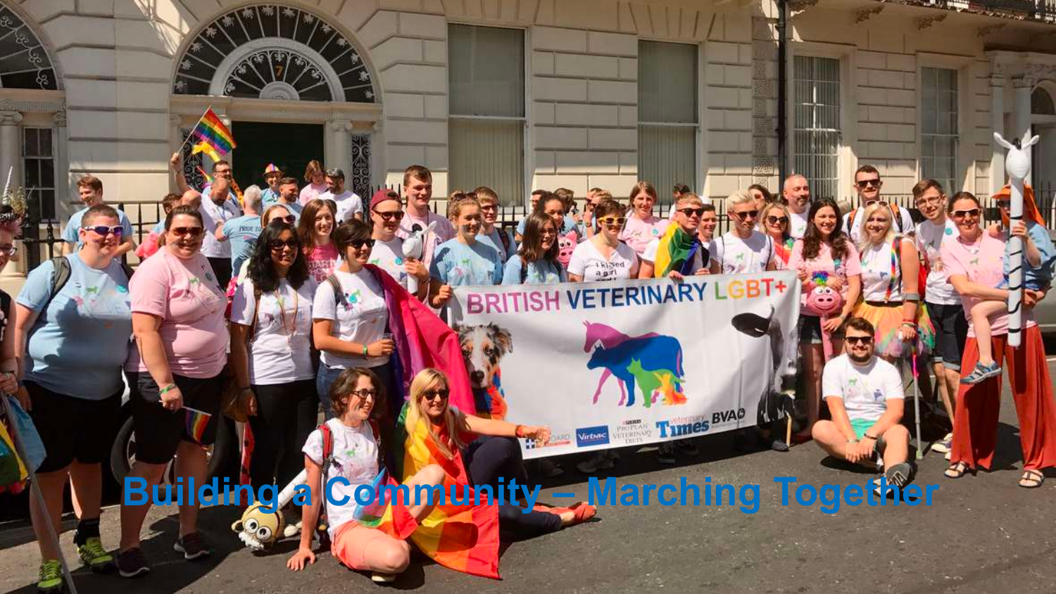Building a Community – Marching Together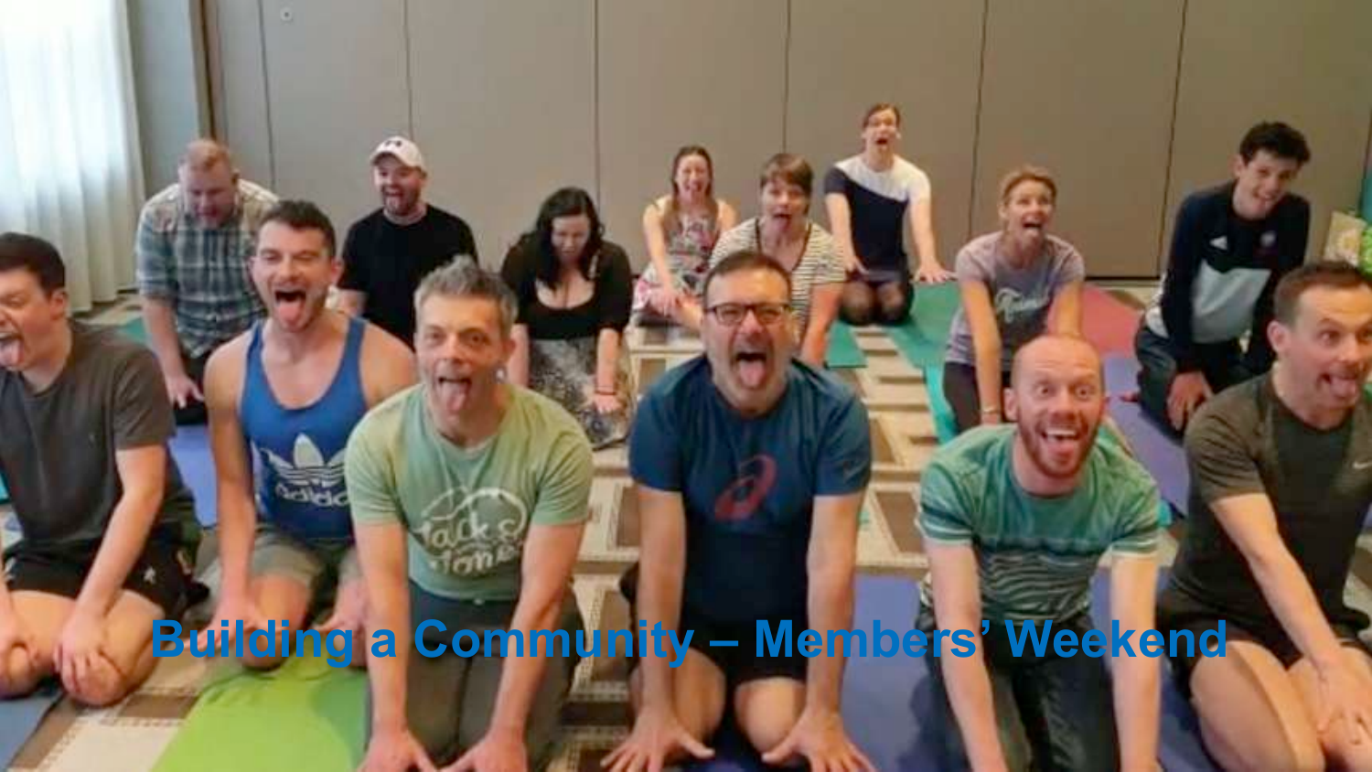# Building a Community – Members' Weekend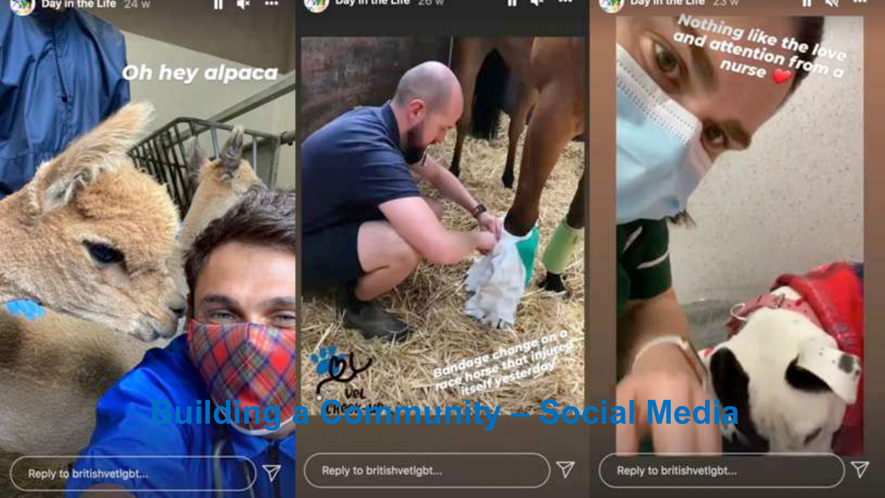# Building a Community – Social Media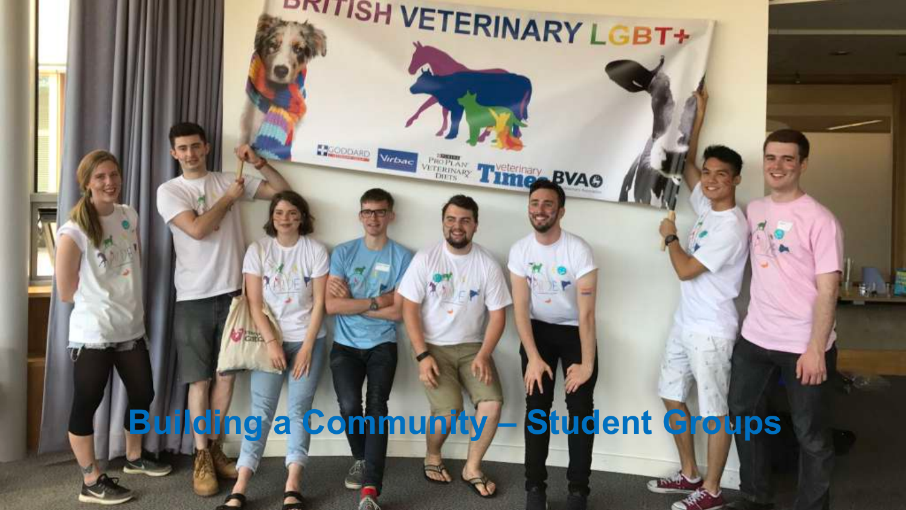# Building a Community – Student Groups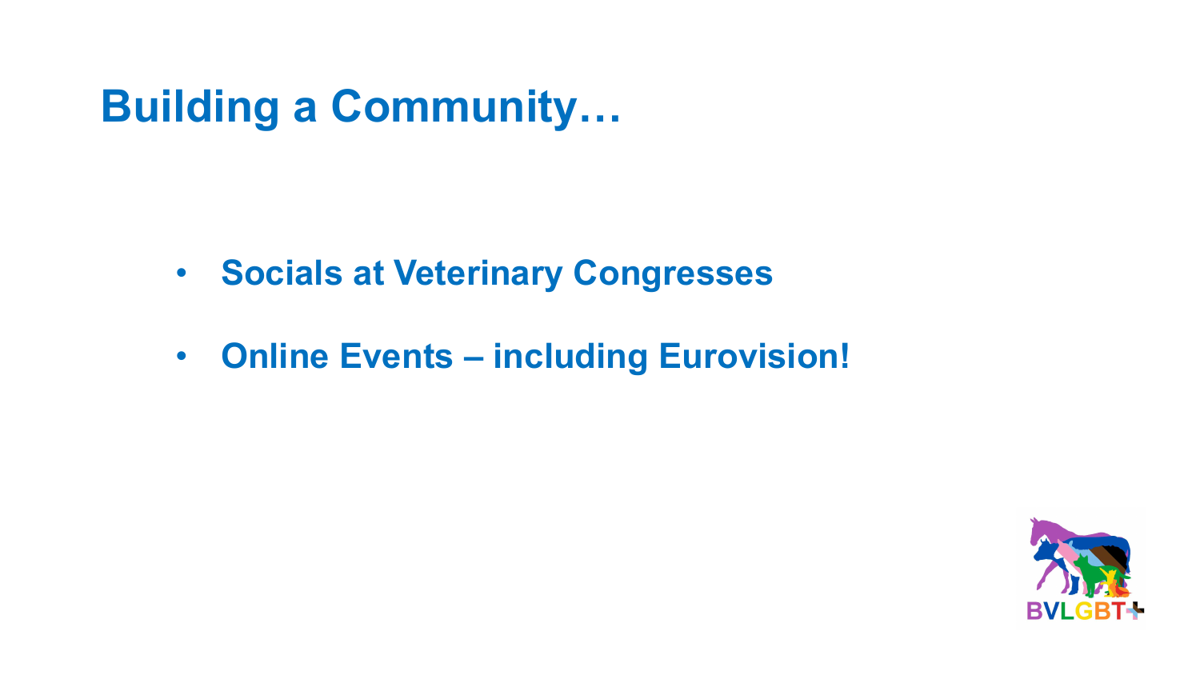# Building a Community…

- **Socials at Veterinary Congresses**
- **Online Events – including Eurovision!**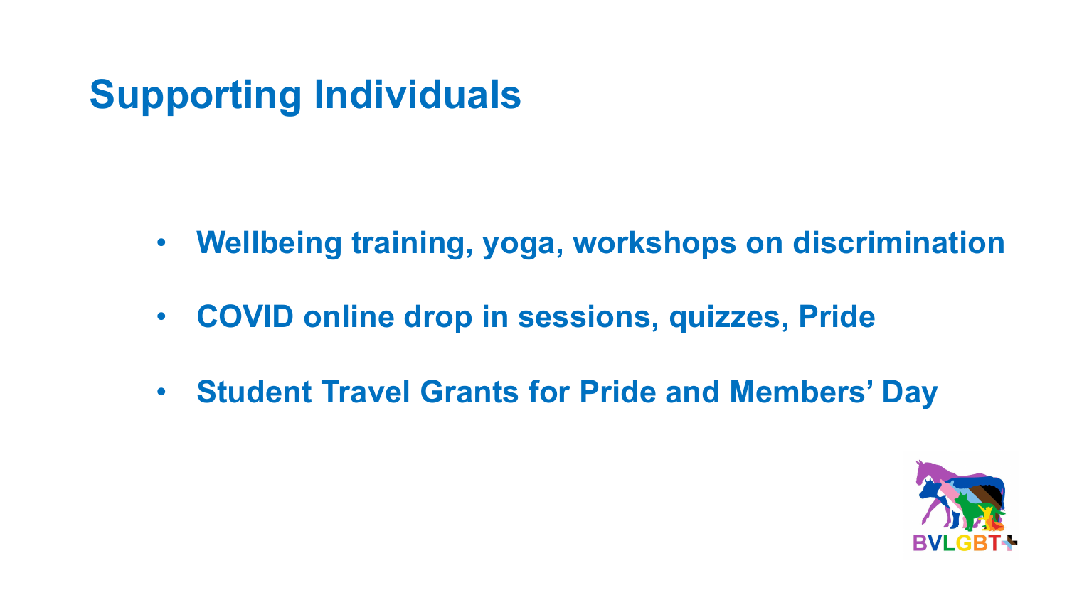# Supporting Individuals

- **Wellbeing training, yoga, workshops on discrimination**
- **COVID online drop in sessions, quizzes, Pride**
- **Student Travel Grants for Pride and Members' Day**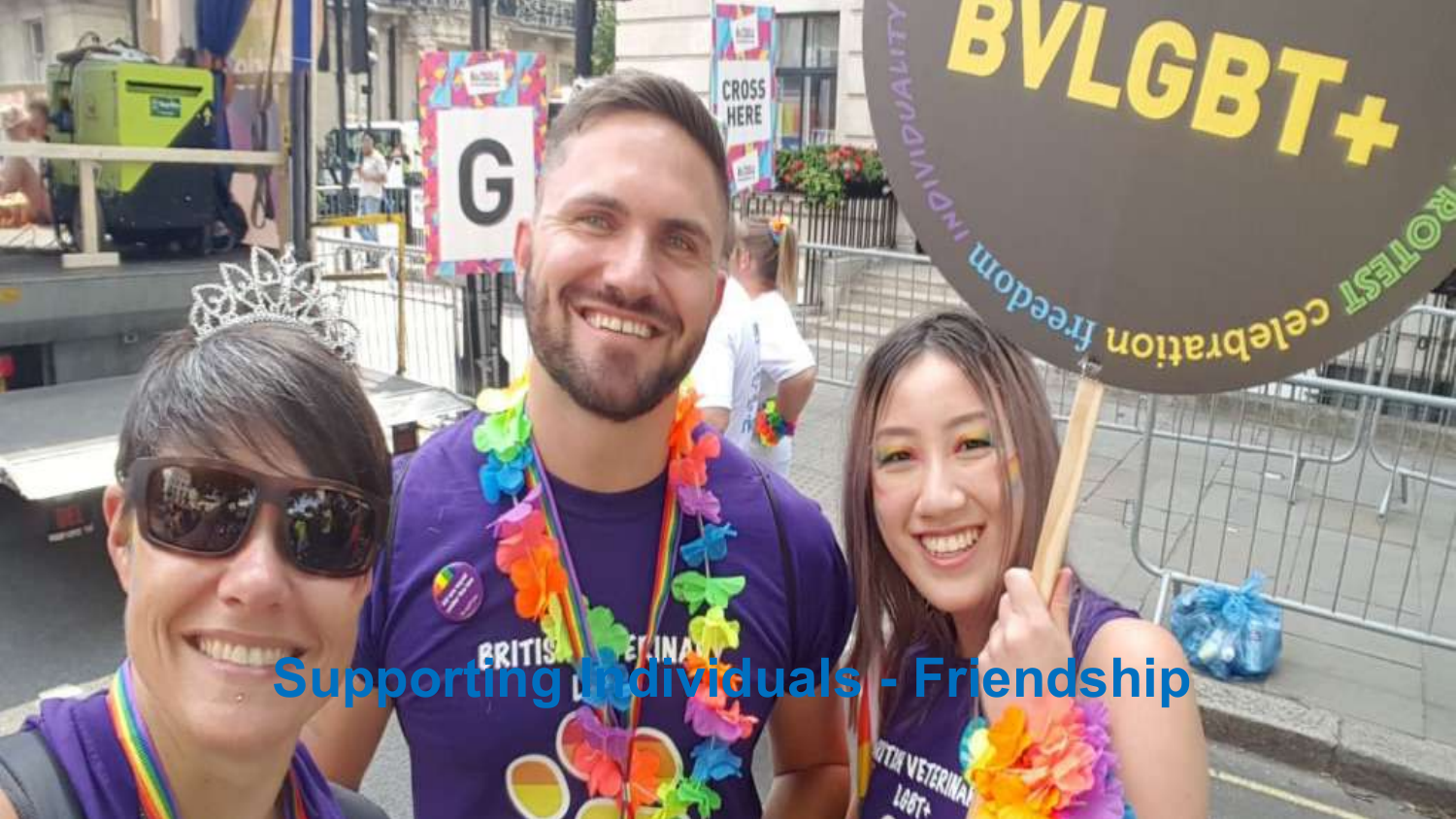# Supporting Individuals - Friendship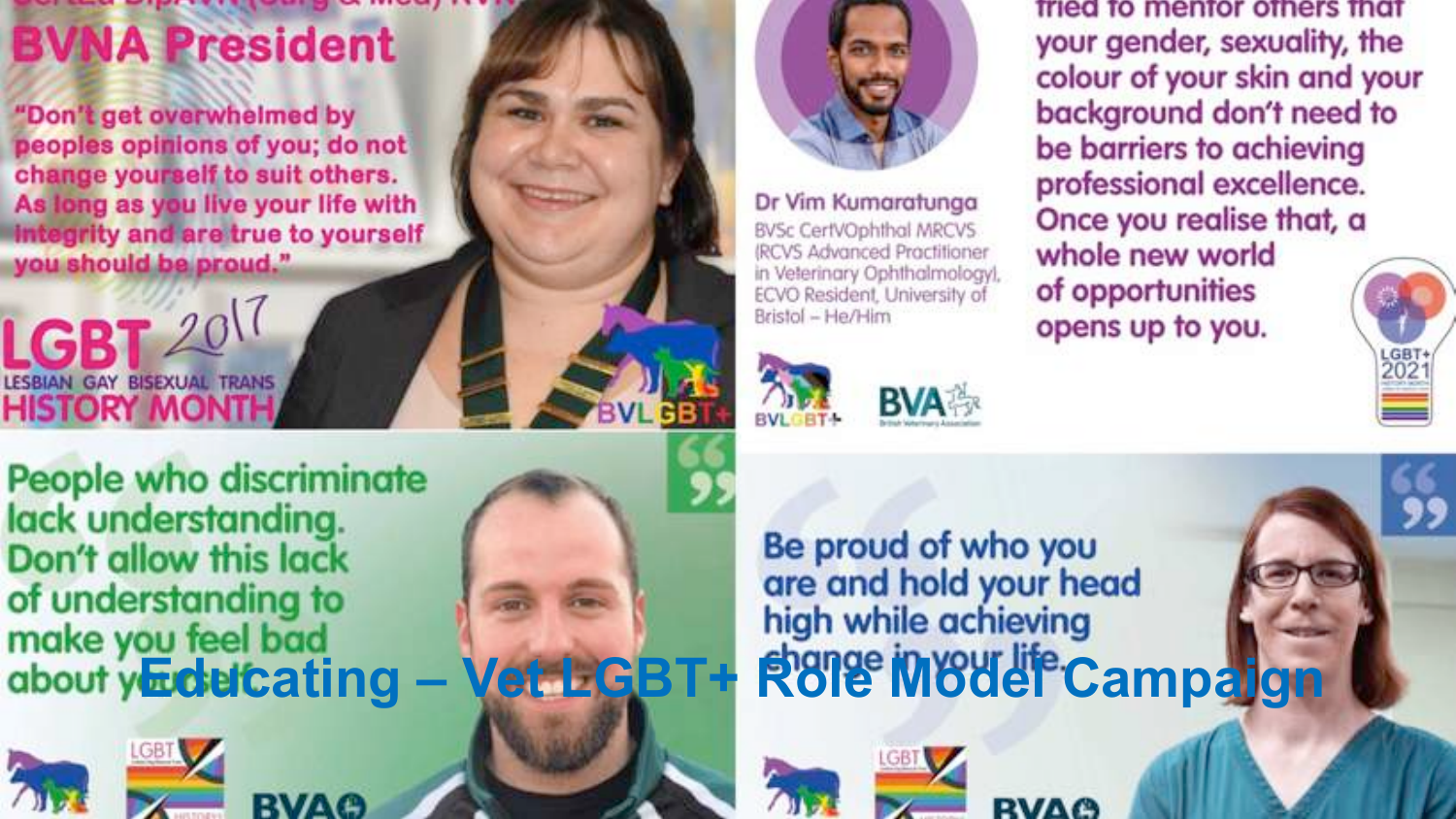# Educating – Vet LGBT+ Role Model Campaign

## BVNA President

"Don't get overwhelmed by peoples opinions of you; do not change yourself to suit others. As long as you live your life with integrity and are true to yourself you should be proud."

LGBT 2017 LESBIAN GAY BISEXUAL TRANS HISTORY MONTH

BVLGBT+

---

Dr Vim Kumaratunga
BVSc CertVOphthal MRCVS (RCVS Advanced Practitioner in Veterinary Ophthalmology), ECVO Resident, University of Bristol – He/Him

...tried to mentor others that your gender, sexuality, the colour of your skin and your background don't need to be barriers to achieving professional excellence. Once you realise that, a whole new world of opportunities opens up to you.

BVLGBT+ BVA British Veterinary Association

LGBT+ 2021 HISTORY MONTH

---

People who discriminate lack understanding. Don't allow this lack of understanding to make you feel bad about yourself.

LGBT BVA

---

Be proud of who you are and hold your head high while achieving change in your life.

LGBT BVA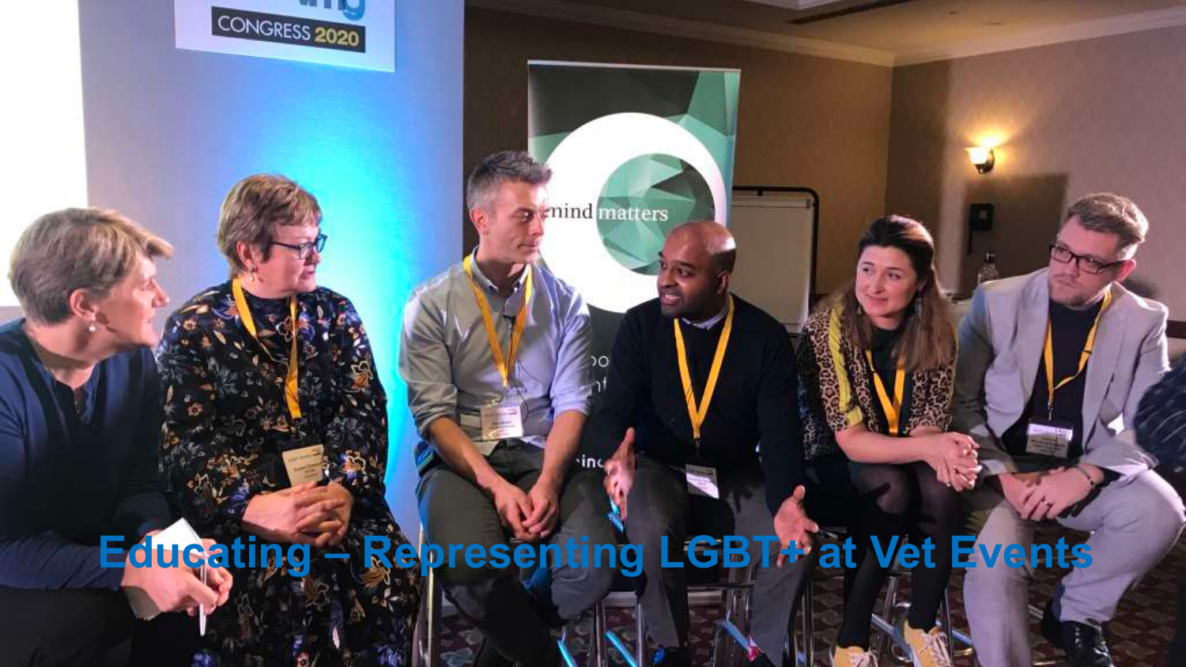Educating – Representing LGBT+ at Vet Events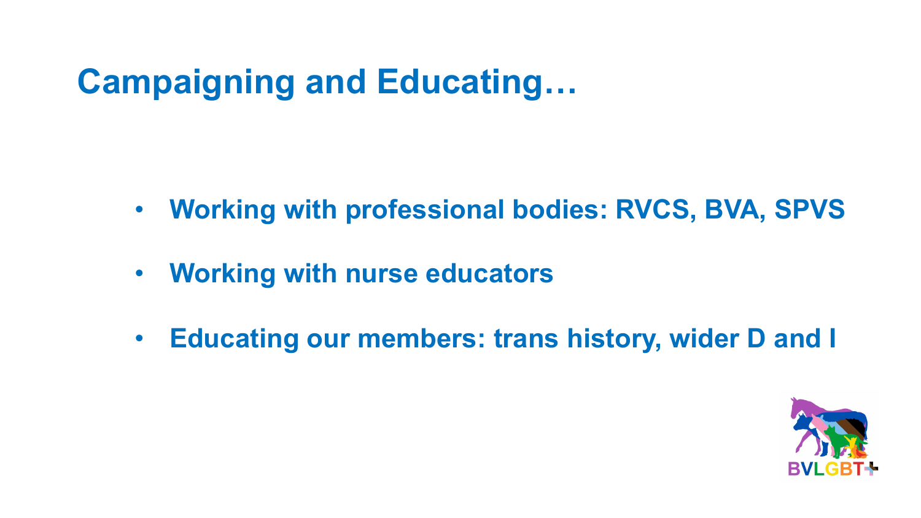# Campaigning and Educating…

- Working with professional bodies: RVCS, BVA, SPVS
- Working with nurse educators
- Educating our members: trans history, wider D and I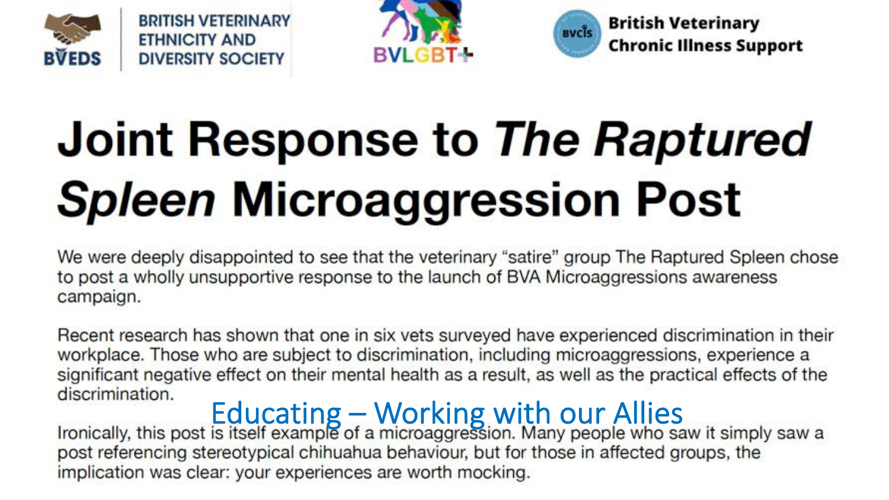BVEDS | BRITISH VETERINARY ETHNICITY AND DIVERSITY SOCIETY

BVLGBT+

BVCIS | British Veterinary Chronic Illness Support

# Joint Response to *The Raptured Spleen* Microaggression Post

We were deeply disappointed to see that the veterinary "satire" group The Raptured Spleen chose to post a wholly unsupportive response to the launch of BVA Microaggressions awareness campaign.

Recent research has shown that one in six vets surveyed have experienced discrimination in their workplace. Those who are subject to discrimination, including microaggressions, experience a significant negative effect on their mental health as a result, as well as the practical effects of the discrimination.

## Educating – Working with our Allies

Ironically, this post is itself example of a microaggression. Many people who saw it simply saw a post referencing stereotypical chihuahua behaviour, but for those in affected groups, the implication was clear: your experiences are worth mocking.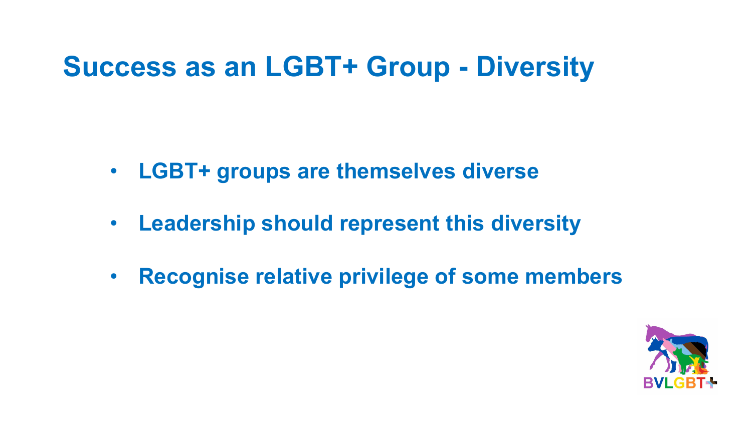# Success as an LGBT+ Group - Diversity

- **LGBT+ groups are themselves diverse**
- **Leadership should represent this diversity**
- **Recognise relative privilege of some members**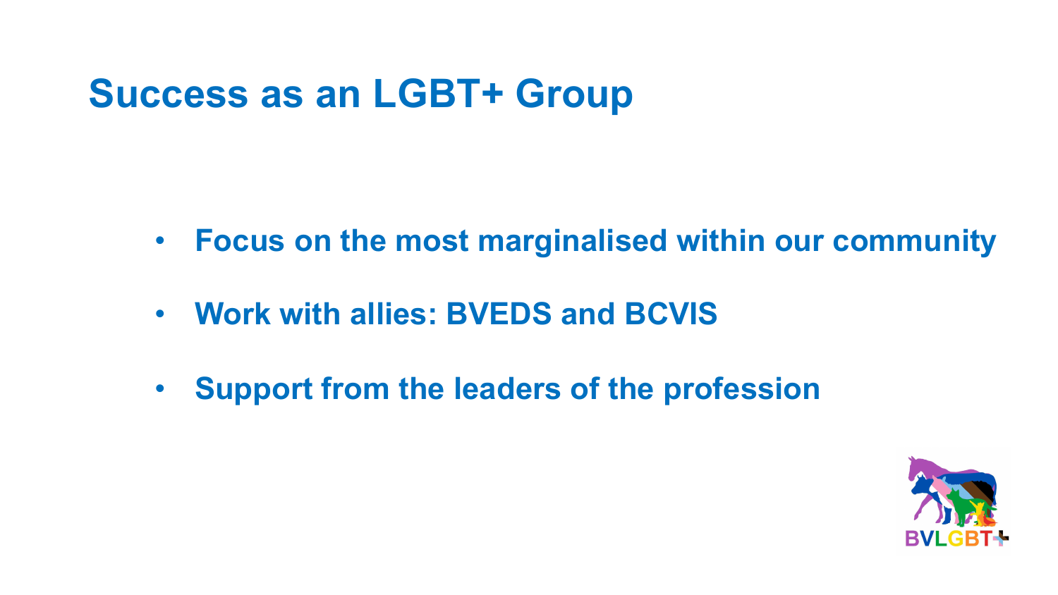# Success as an LGBT+ Group

- Focus on the most marginalised within our community
- Work with allies: BVEDS and BCVIS
- Support from the leaders of the profession

BVLGBT+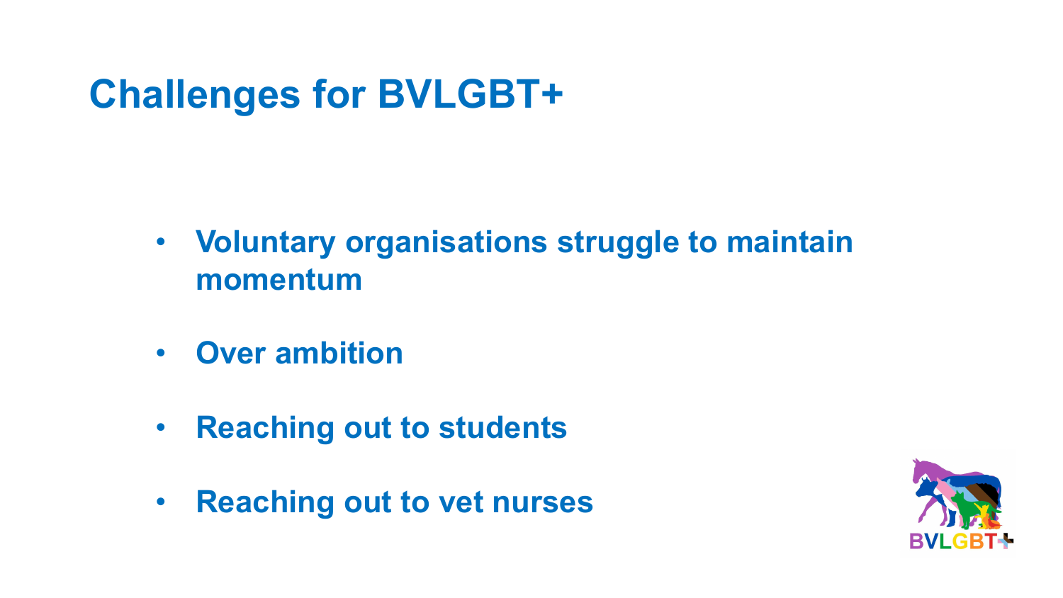# Challenges for BVLGBT+

- Voluntary organisations struggle to maintain momentum
- Over ambition
- Reaching out to students
- Reaching out to vet nurses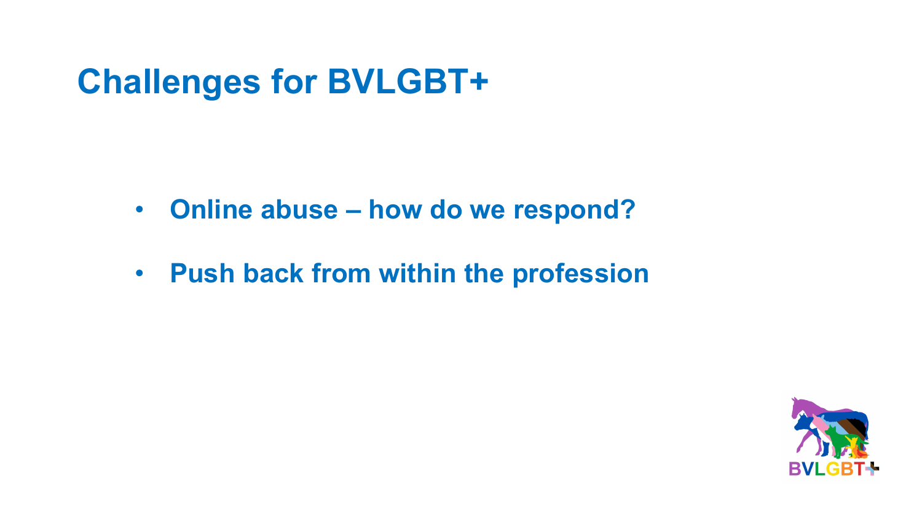# Challenges for BVLGBT+

- **Online abuse – how do we respond?**
- **Push back from within the profession**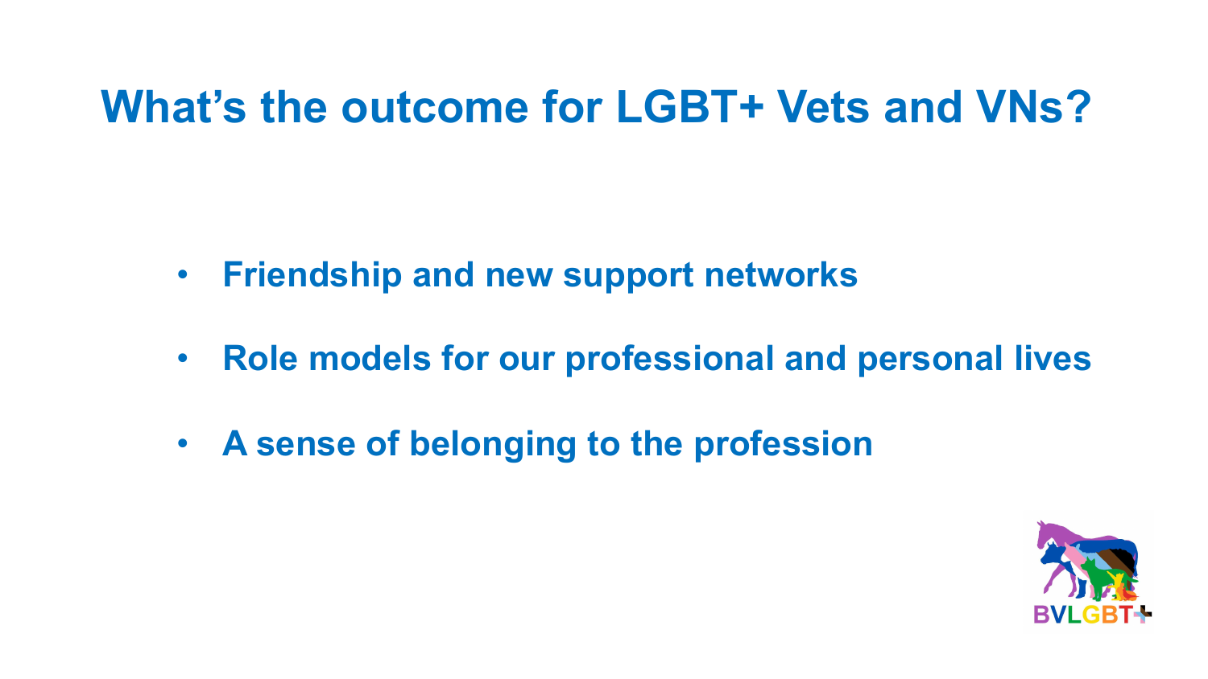# What's the outcome for LGBT+ Vets and VNs?

- **Friendship and new support networks**
- **Role models for our professional and personal lives**
- **A sense of belonging to the profession**

BVLGBT+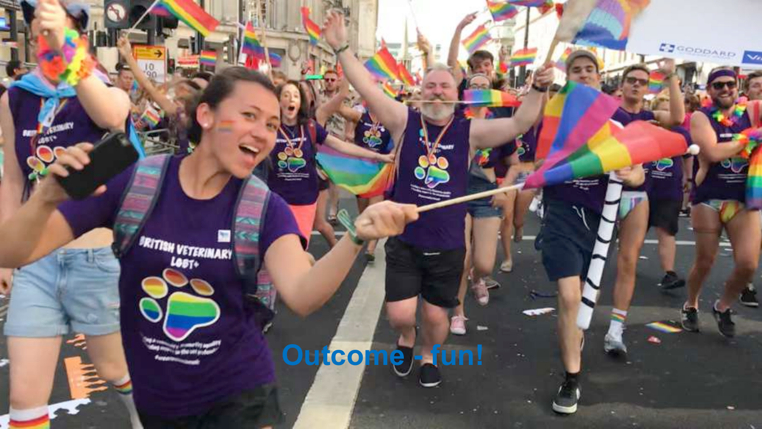Outcome - fun!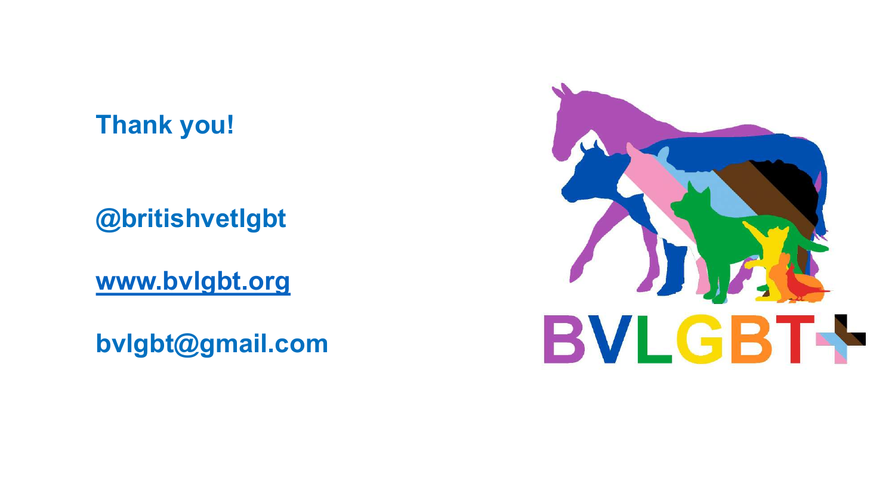**Thank you!**

**@britishvetlgbt**

**[www.bvlgbt.org](http://www.bvlgbt.org)**

**bvlgbt@gmail.com**

BVLGBT+